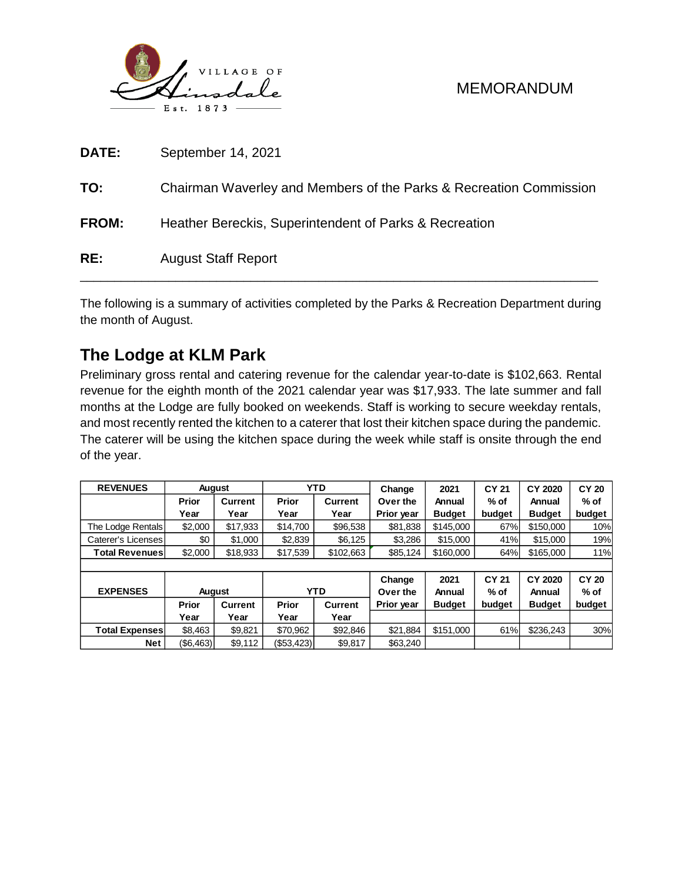VILLAGE OF Hinsdale Est. 1873

MEMORANDUM

**DATE:** September 14, 2021

**TO:** Chairman Waverley and Members of the Parks & Recreation Commission

**FROM:** Heather Bereckis, Superintendent of Parks & Recreation

**RE:** August Staff Report

---

The following is a summary of activities completed by the Parks & Recreation Department during the month of August.

## The Lodge at KLM Park

Preliminary gross rental and catering revenue for the calendar year-to-date is $102,663. Rental revenue for the eighth month of the 2021 calendar year was $17,933. The late summer and fall months at the Lodge are fully booked on weekends. Staff is working to secure weekday rentals, and most recently rented the kitchen to a caterer that lost their kitchen space during the pandemic. The caterer will be using the kitchen space during the week while staff is onsite through the end of the year.

| REVENUES | August | | YTD | | Change Over the Prior year | 2021 Annual Budget | CY 21 % of budget | CY 2020 Annual Budget | CY 20 % of budget |
|---|---|---|---|---|---|---|---|---|---|
| | Prior Year | Current Year | Prior Year | Current Year | | | | | |
| The Lodge Rentals | $2,000 | $17,933 | $14,700 | $96,538 | $81,838 | $145,000 | 67% | $150,000 | 10% |
| Caterer's Licenses | $0 | $1,000 | $2,839 | $6,125 | $3,286 | $15,000 | 41% | $15,000 | 19% |
| **Total Revenues** | $2,000 | $18,933 | $17,539 | $102,663 | $85,124 | $160,000 | 64% | $165,000 | 11% |

| EXPENSES | August | | YTD | | Change Over the Prior year | 2021 Annual Budget | CY 21 % of budget | CY 2020 Annual Budget | CY 20 % of budget |
|---|---|---|---|---|---|---|---|---|---|
| | Prior Year | Current Year | Prior Year | Current Year | | | | | |
| **Total Expenses** | $8,463 | $9,821 | $70,962 | $92,846 | $21,884 | $151,000 | 61% | $236,243 | 30% |
| **Net** | ($6,463) | $9,112 | ($53,423) | $9,817 | $63,240 | | | | |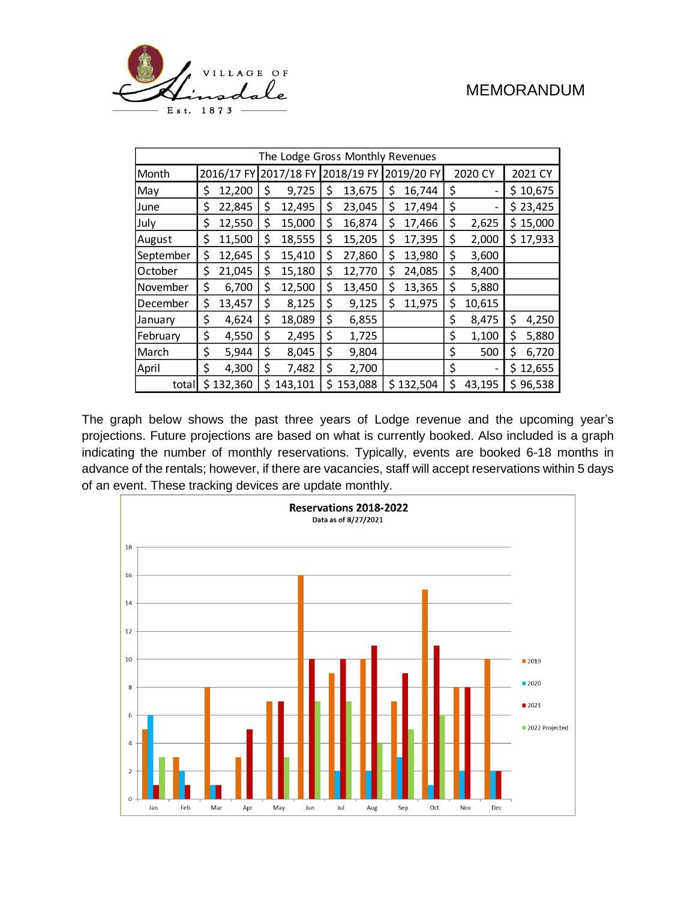MEMORANDUM

| The Lodge Gross Monthly Revenues | | | | | | |
|---|---|---|---|---|---|---|
| Month | 2016/17 FY | 2017/18 FY | 2018/19 FY | 2019/20 FY | 2020 CY | 2021 CY |
| May | $ 12,200 | $ 9,725 | $ 13,675 | $ 16,744 | $ - | $ 10,675 |
| June | $ 22,845 | $ 12,495 | $ 23,045 | $ 17,494 | $ - | $ 23,425 |
| July | $ 12,550 | $ 15,000 | $ 16,874 | $ 17,466 | $ 2,625 | $ 15,000 |
| August | $ 11,500 | $ 18,555 | $ 15,205 | $ 17,395 | $ 2,000 | $ 17,933 |
| September | $ 12,645 | $ 15,410 | $ 27,860 | $ 13,980 | $ 3,600 | |
| October | $ 21,045 | $ 15,180 | $ 12,770 | $ 24,085 | $ 8,400 | |
| November | $ 6,700 | $ 12,500 | $ 13,450 | $ 13,365 | $ 5,880 | |
| December | $ 13,457 | $ 8,125 | $ 9,125 | $ 11,975 | $ 10,615 | |
| January | $ 4,624 | $ 18,089 | $ 6,855 | | $ 8,475 | $ 4,250 |
| February | $ 4,550 | $ 2,495 | $ 1,725 | | $ 1,100 | $ 5,880 |
| March | $ 5,944 | $ 8,045 | $ 9,804 | | $ 500 | $ 6,720 |
| April | $ 4,300 | $ 7,482 | $ 2,700 | | $ - | $ 12,655 |
| total | $ 132,360 | $ 143,101 | $ 153,088 | $ 132,504 | $ 43,195 | $ 96,538 |

The graph below shows the past three years of Lodge revenue and the upcoming year's projections. Future projections are based on what is currently booked. Also included is a graph indicating the number of monthly reservations. Typically, events are booked 6-18 months in advance of the rentals; however, if there are vacancies, staff will accept reservations within 5 days of an event. These tracking devices are update monthly.

**Reservations 2018-2022**
Data as of 8/27/2021

| Month | 2019 | 2020 | 2021 | 2022 Projected |
|---|---|---|---|---|
| Jan | 5 | 6 | 1 | 3 |
| Feb | 3 | 2 | 1 | |
| Mar | 8 | 1 | 1 | |
| Apr | 3 | | 5 | |
| May | 7 | | 7 | 3 |
| Jun | 16 | | 10 | 7 |
| Jul | 9 | 2 | 10 | 7 |
| Aug | 10 | 2 | 11 | 4 |
| Sep | 7 | 3 | 9 | 5 |
| Oct | 15 | 1 | 11 | 6 |
| Nov | 8 | 2 | 8 | |
| Dec | 10 | 2 | 2 | |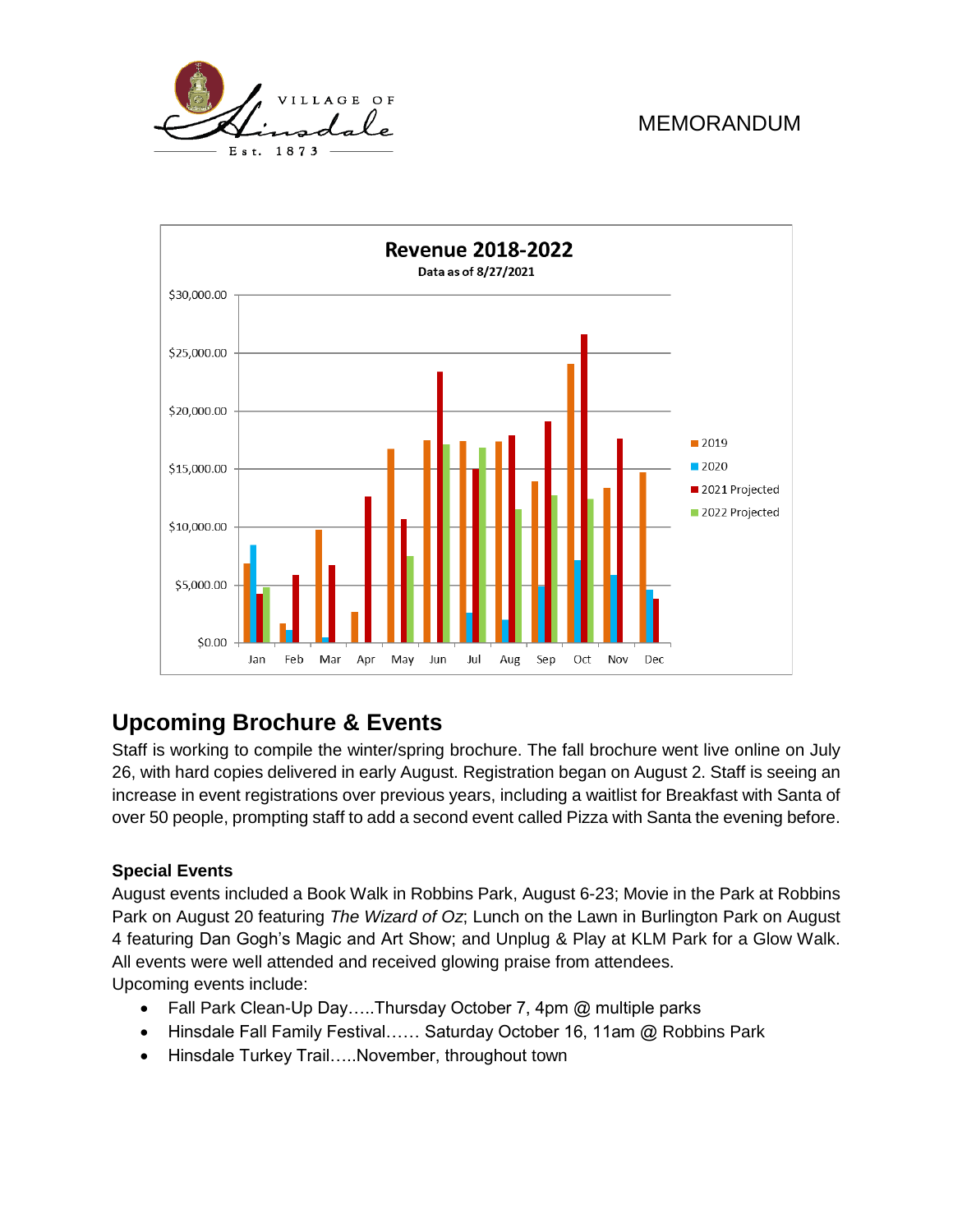MEMORANDUM

**Revenue 2018-2022**
**Data as of 8/27/2021**

## Upcoming Brochure & Events

Staff is working to compile the winter/spring brochure. The fall brochure went live online on July 26, with hard copies delivered in early August. Registration began on August 2. Staff is seeing an increase in event registrations over previous years, including a waitlist for Breakfast with Santa of over 50 people, prompting staff to add a second event called Pizza with Santa the evening before.

### Special Events

August events included a Book Walk in Robbins Park, August 6-23; Movie in the Park at Robbins Park on August 20 featuring *The Wizard of Oz*; Lunch on the Lawn in Burlington Park on August 4 featuring Dan Gogh's Magic and Art Show; and Unplug & Play at KLM Park for a Glow Walk. All events were well attended and received glowing praise from attendees.

Upcoming events include:

- Fall Park Clean-Up Day…..Thursday October 7, 4pm @ multiple parks
- Hinsdale Fall Family Festival…… Saturday October 16, 11am @ Robbins Park
- Hinsdale Turkey Trail…..November, throughout town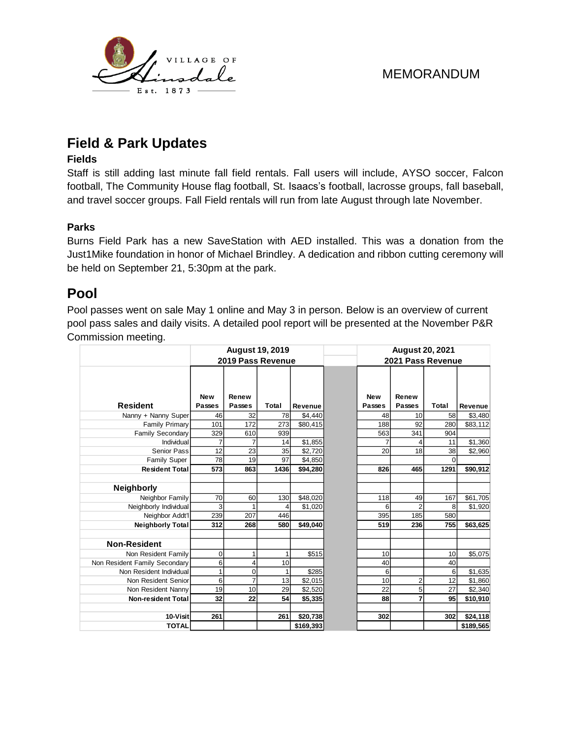MEMORANDUM

# Field & Park Updates

### Fields

Staff is still adding last minute fall field rentals. Fall users will include, AYSO soccer, Falcon football, The Community House flag football, St. Isaacs's football, lacrosse groups, fall baseball, and travel soccer groups. Fall Field rentals will run from late August through late November.

### Parks

Burns Field Park has a new SaveStation with AED installed. This was a donation from the Just1Mike foundation in honor of Michael Brindley. A dedication and ribbon cutting ceremony will be held on September 21, 5:30pm at the park.

# Pool

Pool passes went on sale May 1 online and May 3 in person. Below is an overview of current pool pass sales and daily visits. A detailed pool report will be presented at the November P&R Commission meeting.

| | August 19, 2019 2019 Pass Revenue | | | | | August 20, 2021 2021 Pass Revenue | | | |
|---|---|---|---|---|---|---|---|---|---|
| **Resident** | **New Passes** | **Renew Passes** | **Total** | **Revenue** | | **New Passes** | **Renew Passes** | **Total** | **Revenue** |
| Nanny + Nanny Super | 46 | 32 | 78 | $4,440 | | 48 | 10 | 58 | $3,480 |
| Family Primary | 101 | 172 | 273 | $80,415 | | 188 | 92 | 280 | $83,112 |
| Family Secondary | 329 | 610 | 939 | | | 563 | 341 | 904 | |
| Individual | 7 | 7 | 14 | $1,855 | | 7 | 4 | 11 | $1,360 |
| Senior Pass | 12 | 23 | 35 | $2,720 | | 20 | 18 | 38 | $2,960 |
| Family Super | 78 | 19 | 97 | $4,850 | | | | 0 | |
| **Resident Total** | **573** | **863** | **1436** | **$94,280** | | **826** | **465** | **1291** | **$90,912** |
| | | | | | | | | | |
| **Neighborly** | | | | | | | | | |
| Neighbor Family | 70 | 60 | 130 | $48,020 | | 118 | 49 | 167 | $61,705 |
| Neighborly Individual | 3 | 1 | 4 | $1,020 | | 6 | 2 | 8 | $1,920 |
| Neighbor Addt'l | 239 | 207 | 446 | | | 395 | 185 | 580 | |
| **Neighborly Total** | **312** | **268** | **580** | **$49,040** | | **519** | **236** | **755** | **$63,625** |
| | | | | | | | | | |
| **Non-Resident** | | | | | | | | | |
| Non Resident Family | 0 | 1 | 1 | $515 | | 10 | | 10 | $5,075 |
| Non Resident Family Secondary | 6 | 4 | 10 | | | 40 | | 40 | |
| Non Resident Individual | 1 | 0 | 1 | $285 | | 6 | | 6 | $1,635 |
| Non Resident Senior | 6 | 7 | 13 | $2,015 | | 10 | 2 | 12 | $1,860 |
| Non Resident Nanny | 19 | 10 | 29 | $2,520 | | 22 | 5 | 27 | $2,340 |
| **Non-resident Total** | **32** | **22** | **54** | **$5,335** | | **88** | **7** | **95** | **$10,910** |
| | | | | | | | | | |
| **10-Visit** | **261** | | **261** | **$20,738** | | **302** | | **302** | **$24,118** |
| **TOTAL** | | | | **$169,393** | | | | | **$189,565** |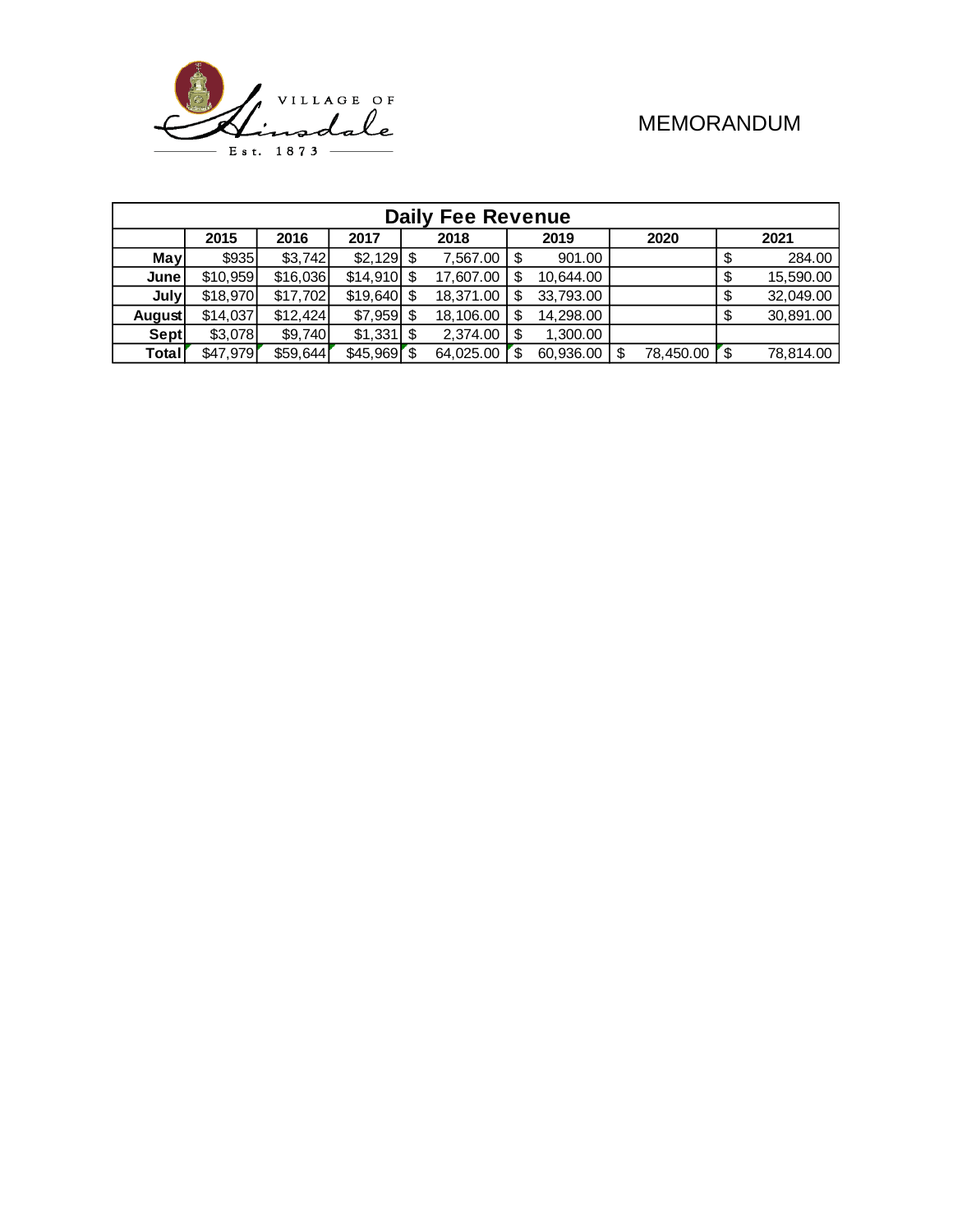VILLAGE OF Hinsdale Est. 1873

MEMORANDUM

| Daily Fee Revenue | | | | | | | |
|---|---|---|---|---|---|---|---|
| | 2015 | 2016 | 2017 | 2018 | 2019 | 2020 | 2021 |
| May | $935 | $3,742 | $2,129 | $ 7,567.00 | $ 901.00 | | $ 284.00 |
| June | $10,959 | $16,036 | $14,910 | $ 17,607.00 | $ 10,644.00 | | $ 15,590.00 |
| July | $18,970 | $17,702 | $19,640 | $ 18,371.00 | $ 33,793.00 | | $ 32,049.00 |
| August | $14,037 | $12,424 | $7,959 | $ 18,106.00 | $ 14,298.00 | | $ 30,891.00 |
| Sept | $3,078 | $9,740 | $1,331 | $ 2,374.00 | $ 1,300.00 | | |
| Total | $47,979 | $59,644 | $45,969 | $ 64,025.00 | $ 60,936.00 | $ 78,450.00 | $ 78,814.00 |